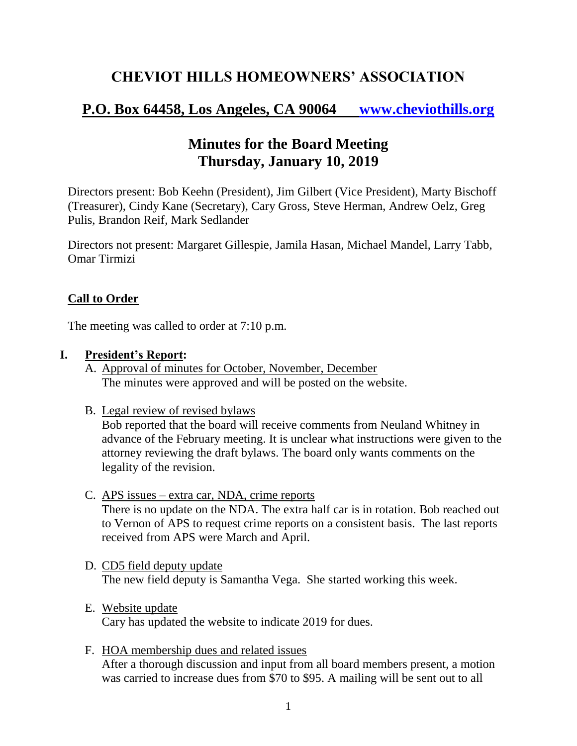# CHEVIOT HILLS HOMEOWNERS' ASSOCIATION

## P.O. Box 64458, Los Angeles, CA 90064 www.cheviothills.org

## Minutes for the Board Meeting
## Thursday, January 10, 2019

Directors present: Bob Keehn (President), Jim Gilbert (Vice President), Marty Bischoff (Treasurer), Cindy Kane (Secretary), Cary Gross, Steve Herman, Andrew Oelz, Greg Pulis, Brandon Reif, Mark Sedlander

Directors not present: Margaret Gillespie, Jamila Hasan, Michael Mandel, Larry Tabb, Omar Tirmizi

**Call to Order**

The meeting was called to order at 7:10 p.m.

**I. President's Report:**

A. Approval of minutes for October, November, December
The minutes were approved and will be posted on the website.

B. Legal review of revised bylaws
Bob reported that the board will receive comments from Neuland Whitney in advance of the February meeting. It is unclear what instructions were given to the attorney reviewing the draft bylaws. The board only wants comments on the legality of the revision.

C. APS issues – extra car, NDA, crime reports
There is no update on the NDA. The extra half car is in rotation. Bob reached out to Vernon of APS to request crime reports on a consistent basis. The last reports received from APS were March and April.

D. CD5 field deputy update
The new field deputy is Samantha Vega. She started working this week.

E. Website update
Cary has updated the website to indicate 2019 for dues.

F. HOA membership dues and related issues
After a thorough discussion and input from all board members present, a motion was carried to increase dues from $70 to $95. A mailing will be sent out to all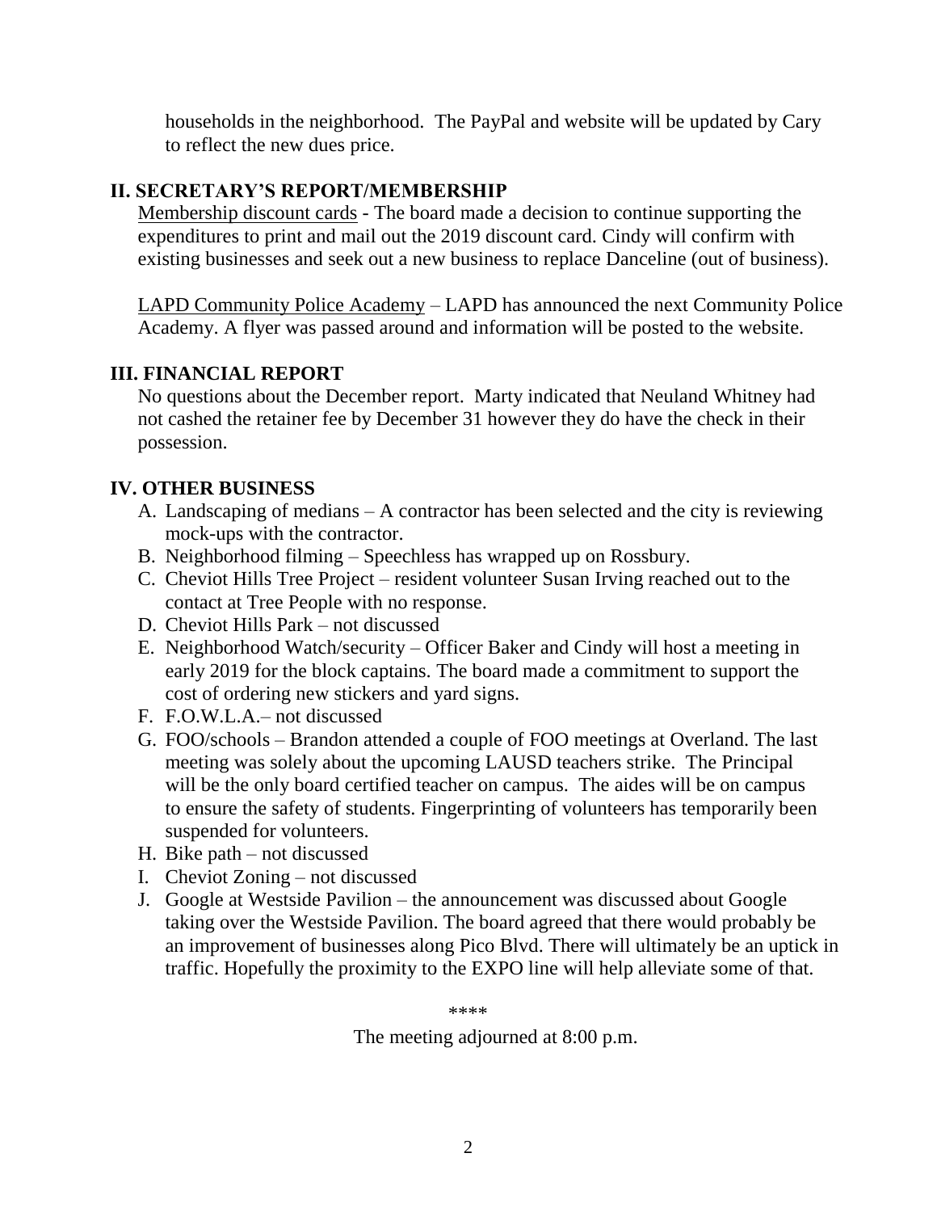households in the neighborhood. The PayPal and website will be updated by Cary to reflect the new dues price.

## II. SECRETARY'S REPORT/MEMBERSHIP

Membership discount cards - The board made a decision to continue supporting the expenditures to print and mail out the 2019 discount card. Cindy will confirm with existing businesses and seek out a new business to replace Danceline (out of business).

LAPD Community Police Academy – LAPD has announced the next Community Police Academy. A flyer was passed around and information will be posted to the website.

## III. FINANCIAL REPORT

No questions about the December report. Marty indicated that Neuland Whitney had not cashed the retainer fee by December 31 however they do have the check in their possession.

## IV. OTHER BUSINESS

A. Landscaping of medians – A contractor has been selected and the city is reviewing mock-ups with the contractor.
B. Neighborhood filming – Speechless has wrapped up on Rossbury.
C. Cheviot Hills Tree Project – resident volunteer Susan Irving reached out to the contact at Tree People with no response.
D. Cheviot Hills Park – not discussed
E. Neighborhood Watch/security – Officer Baker and Cindy will host a meeting in early 2019 for the block captains. The board made a commitment to support the cost of ordering new stickers and yard signs.
F. F.O.W.L.A.– not discussed
G. FOO/schools – Brandon attended a couple of FOO meetings at Overland. The last meeting was solely about the upcoming LAUSD teachers strike. The Principal will be the only board certified teacher on campus. The aides will be on campus to ensure the safety of students. Fingerprinting of volunteers has temporarily been suspended for volunteers.
H. Bike path – not discussed
I. Cheviot Zoning – not discussed
J. Google at Westside Pavilion – the announcement was discussed about Google taking over the Westside Pavilion. The board agreed that there would probably be an improvement of businesses along Pico Blvd. There will ultimately be an uptick in traffic. Hopefully the proximity to the EXPO line will help alleviate some of that.

****

The meeting adjourned at 8:00 p.m.